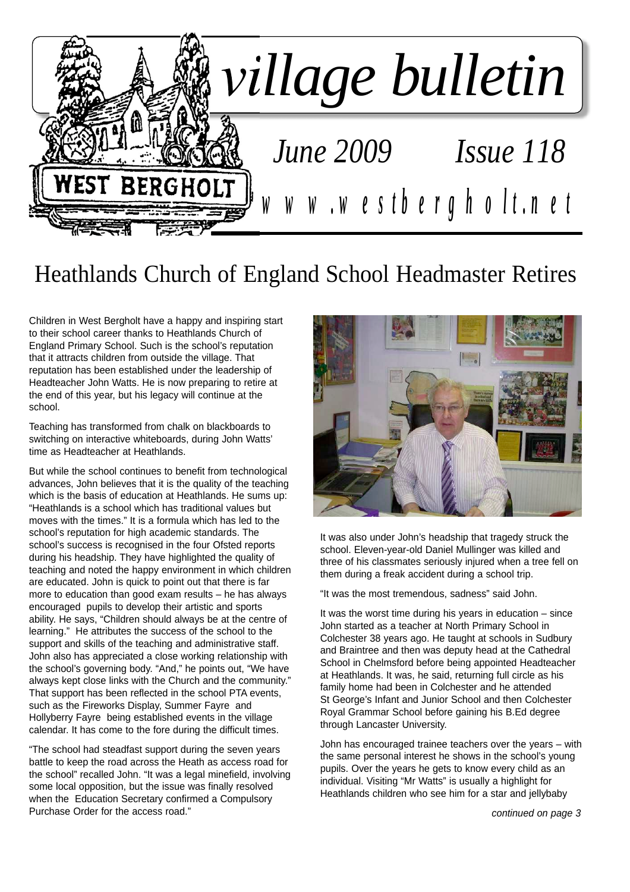# village bulletin

*June 2009 Issue 118*

www.westbergholt.net

## Heathlands Church of England School Headmaster Retires

Children in West Bergholt have a happy and inspiring start to their school career thanks to Heathlands Church of England Primary School. Such is the school's reputation that it attracts children from outside the village. That reputation has been established under the leadership of Headteacher John Watts. He is now preparing to retire at the end of this year, but his legacy will continue at the school.

Teaching has transformed from chalk on blackboards to switching on interactive whiteboards, during John Watts' time as Headteacher at Heathlands.

But while the school continues to benefit from technological advances, John believes that it is the quality of the teaching which is the basis of education at Heathlands. He sums up: "Heathlands is a school which has traditional values but moves with the times." It is a formula which has led to the school's reputation for high academic standards. The school's success is recognised in the four Ofsted reports during his headship. They have highlighted the quality of teaching and noted the happy environment in which children are educated. John is quick to point out that there is far more to education than good exam results – he has always encouraged pupils to develop their artistic and sports ability. He says, "Children should always be at the centre of learning." He attributes the success of the school to the support and skills of the teaching and administrative staff. John also has appreciated a close working relationship with the school's governing body. "And," he points out, "We have always kept close links with the Church and the community." That support has been reflected in the school PTA events, such as the Fireworks Display, Summer Fayre and Hollyberry Fayre being established events in the village calendar. It has come to the fore during the difficult times.

"The school had steadfast support during the seven years battle to keep the road across the Heath as access road for the school" recalled John. "It was a legal minefield, involving some local opposition, but the issue was finally resolved when the Education Secretary confirmed a Compulsory Purchase Order for the access road."

It was also under John's headship that tragedy struck the school. Eleven-year-old Daniel Mullinger was killed and three of his classmates seriously injured when a tree fell on them during a freak accident during a school trip.

"It was the most tremendous, sadness" said John.

It was the worst time during his years in education – since John started as a teacher at North Primary School in Colchester 38 years ago. He taught at schools in Sudbury and Braintree and then was deputy head at the Cathedral School in Chelmsford before being appointed Headteacher at Heathlands. It was, he said, returning full circle as his family home had been in Colchester and he attended St George's Infant and Junior School and then Colchester Royal Grammar School before gaining his B.Ed degree through Lancaster University.

John has encouraged trainee teachers over the years – with the same personal interest he shows in the school's young pupils. Over the years he gets to know every child as an individual. Visiting "Mr Watts" is usually a highlight for Heathlands children who see him for a star and jellybaby

*continued on page 3*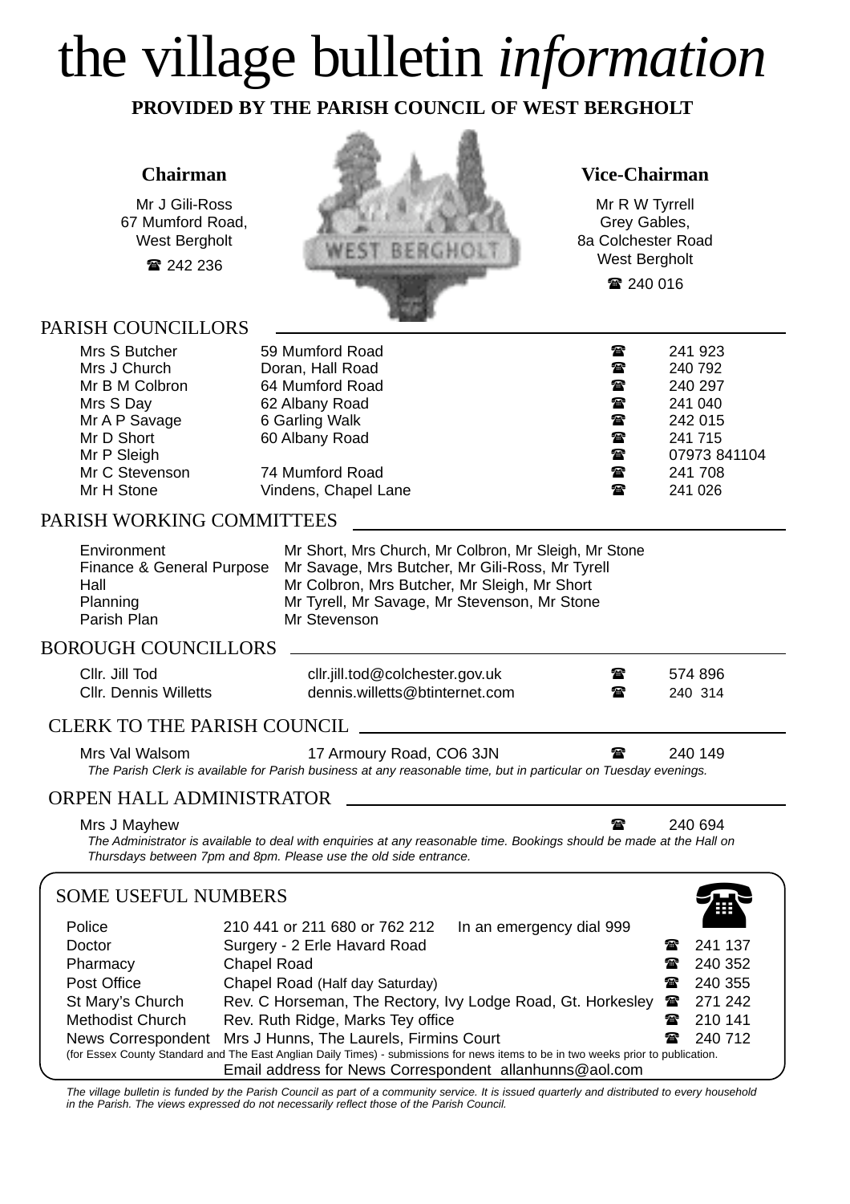# the village bulletin *information*

**PROVIDED BY THE PARISH COUNCIL OF WEST BERGHOLT**

### Chairman

Mr J Gili-Ross
67 Mumford Road,
West Bergholt
☎ 242 236

### Vice-Chairman

Mr R W Tyrrell
Grey Gables,
8a Colchester Road
West Bergholt
☎ 240 016

## PARISH COUNCILLORS

| | | | |
|---|---|---|---|
| Mrs S Butcher | 59 Mumford Road | ☎ | 241 923 |
| Mrs J Church | Doran, Hall Road | ☎ | 240 792 |
| Mr B M Colbron | 64 Mumford Road | ☎ | 240 297 |
| Mrs S Day | 62 Albany Road | ☎ | 241 040 |
| Mr A P Savage | 6 Garling Walk | ☎ | 242 015 |
| Mr D Short | 60 Albany Road | ☎ | 241 715 |
| Mr P Sleigh | | ☎ | 07973 841104 |
| Mr C Stevenson | 74 Mumford Road | ☎ | 241 708 |
| Mr H Stone | Vindens, Chapel Lane | ☎ | 241 026 |

## PARISH WORKING COMMITTEES

| | |
|---|---|
| Environment | Mr Short, Mrs Church, Mr Colbron, Mr Sleigh, Mr Stone |
| Finance & General Purpose | Mr Savage, Mrs Butcher, Mr Gili-Ross, Mr Tyrell |
| Hall | Mr Colbron, Mrs Butcher, Mr Sleigh, Mr Short |
| Planning | Mr Tyrell, Mr Savage, Mr Stevenson, Mr Stone |
| Parish Plan | Mr Stevenson |

## BOROUGH COUNCILLORS

| | | | |
|---|---|---|---|
| Cllr. Jill Tod | cllr.jill.tod@colchester.gov.uk | ☎ | 574 896 |
| Cllr. Dennis Willetts | dennis.willetts@btinternet.com | ☎ | 240 314 |

## CLERK TO THE PARISH COUNCIL

Mrs Val Walsom — 17 Armoury Road, CO6 3JN — ☎ 240 149

*The Parish Clerk is available for Parish business at any reasonable time, but in particular on Tuesday evenings.*

## ORPEN HALL ADMINISTRATOR

Mrs J Mayhew — ☎ 240 694

*The Administrator is available to deal with enquiries at any reasonable time. Bookings should be made at the Hall on Thursdays between 7pm and 8pm. Please use the old side entrance.*

## SOME USEFUL NUMBERS

| | | | |
|---|---|---|---|
| Police | 210 441 or 211 680 or 762 212 In an emergency dial 999 | | |
| Doctor | Surgery - 2 Erle Havard Road | ☎ | 241 137 |
| Pharmacy | Chapel Road | ☎ | 240 352 |
| Post Office | Chapel Road (Half day Saturday) | ☎ | 240 355 |
| St Mary's Church | Rev. C Horseman, The Rectory, Ivy Lodge Road, Gt. Horkesley | ☎ | 271 242 |
| Methodist Church | Rev. Ruth Ridge, Marks Tey office | ☎ | 210 141 |
| News Correspondent | Mrs J Hunns, The Laurels, Firmins Court | ☎ | 240 712 |

(for Essex County Standard and The East Anglian Daily Times) - submissions for news items to be in two weeks prior to publication.

Email address for News Correspondent allanhunns@aol.com

*The village bulletin is funded by the Parish Council as part of a community service. It is issued quarterly and distributed to every household in the Parish. The views expressed do not necessarily reflect those of the Parish Council.*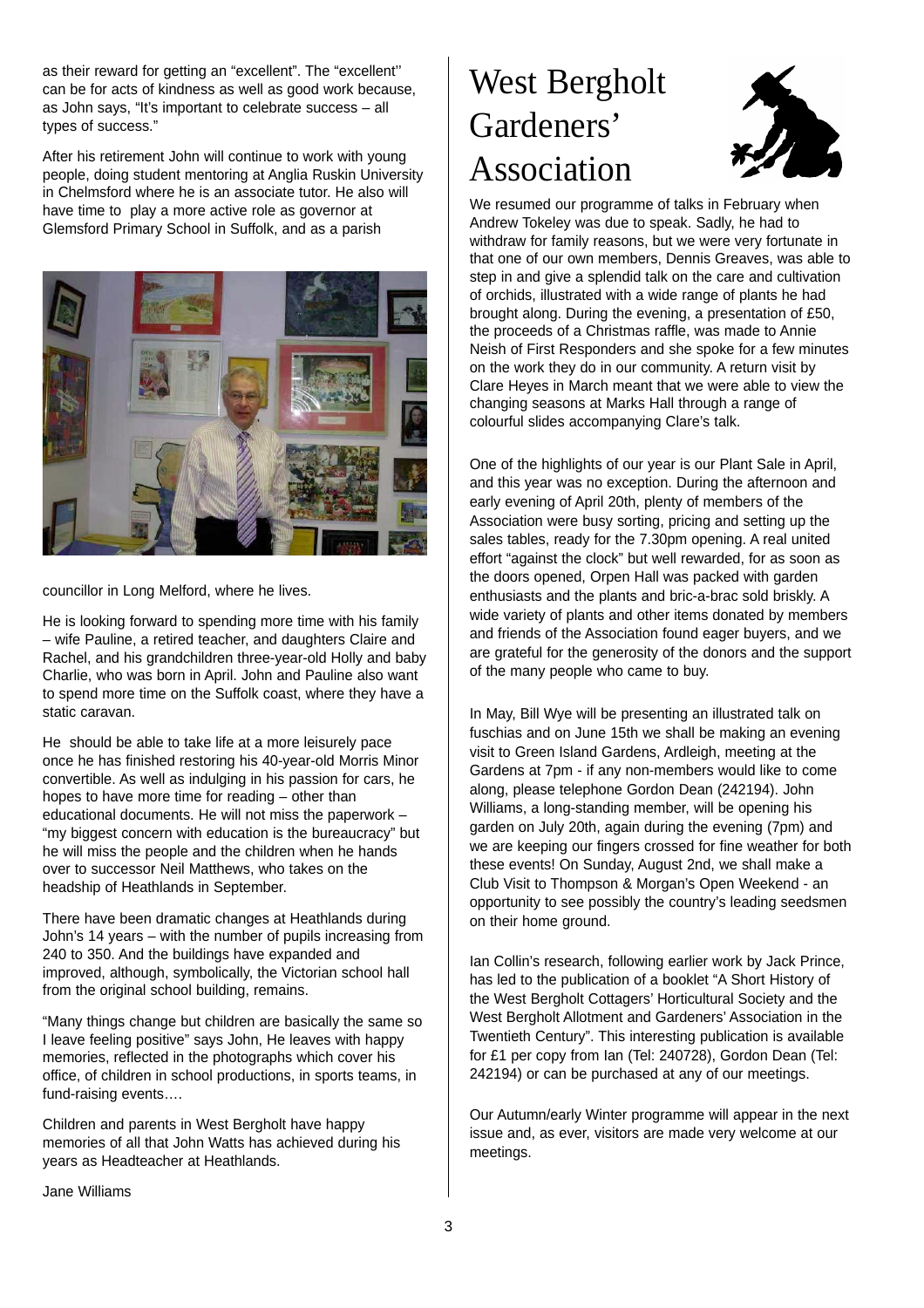as their reward for getting an "excellent". The "excellent'' can be for acts of kindness as well as good work because, as John says, "It's important to celebrate success – all types of success."

After his retirement John will continue to work with young people, doing student mentoring at Anglia Ruskin University in Chelmsford where he is an associate tutor. He also will have time to play a more active role as governor at Glemsford Primary School in Suffolk, and as a parish councillor in Long Melford, where he lives.

He is looking forward to spending more time with his family – wife Pauline, a retired teacher, and daughters Claire and Rachel, and his grandchildren three-year-old Holly and baby Charlie, who was born in April. John and Pauline also want to spend more time on the Suffolk coast, where they have a static caravan.

He should be able to take life at a more leisurely pace once he has finished restoring his 40-year-old Morris Minor convertible. As well as indulging in his passion for cars, he hopes to have more time for reading – other than educational documents. He will not miss the paperwork – "my biggest concern with education is the bureaucracy" but he will miss the people and the children when he hands over to successor Neil Matthews, who takes on the headship of Heathlands in September.

There have been dramatic changes at Heathlands during John's 14 years – with the number of pupils increasing from 240 to 350. And the buildings have expanded and improved, although, symbolically, the Victorian school hall from the original school building, remains.

"Many things change but children are basically the same so I leave feeling positive" says John, He leaves with happy memories, reflected in the photographs which cover his office, of children in school productions, in sports teams, in fund-raising events….

Children and parents in West Bergholt have happy memories of all that John Watts has achieved during his years as Headteacher at Heathlands.

Jane Williams

# West Bergholt Gardeners' Association

We resumed our programme of talks in February when Andrew Tokeley was due to speak. Sadly, he had to withdraw for family reasons, but we were very fortunate in that one of our own members, Dennis Greaves, was able to step in and give a splendid talk on the care and cultivation of orchids, illustrated with a wide range of plants he had brought along. During the evening, a presentation of £50, the proceeds of a Christmas raffle, was made to Annie Neish of First Responders and she spoke for a few minutes on the work they do in our community. A return visit by Clare Heyes in March meant that we were able to view the changing seasons at Marks Hall through a range of colourful slides accompanying Clare's talk.

One of the highlights of our year is our Plant Sale in April, and this year was no exception. During the afternoon and early evening of April 20th, plenty of members of the Association were busy sorting, pricing and setting up the sales tables, ready for the 7.30pm opening. A real united effort "against the clock" but well rewarded, for as soon as the doors opened, Orpen Hall was packed with garden enthusiasts and the plants and bric-a-brac sold briskly. A wide variety of plants and other items donated by members and friends of the Association found eager buyers, and we are grateful for the generosity of the donors and the support of the many people who came to buy.

In May, Bill Wye will be presenting an illustrated talk on fuschias and on June 15th we shall be making an evening visit to Green Island Gardens, Ardleigh, meeting at the Gardens at 7pm - if any non-members would like to come along, please telephone Gordon Dean (242194). John Williams, a long-standing member, will be opening his garden on July 20th, again during the evening (7pm) and we are keeping our fingers crossed for fine weather for both these events! On Sunday, August 2nd, we shall make a Club Visit to Thompson & Morgan's Open Weekend - an opportunity to see possibly the country's leading seedsmen on their home ground.

Ian Collin's research, following earlier work by Jack Prince, has led to the publication of a booklet "A Short History of the West Bergholt Cottagers' Horticultural Society and the West Bergholt Allotment and Gardeners' Association in the Twentieth Century". This interesting publication is available for £1 per copy from Ian (Tel: 240728), Gordon Dean (Tel: 242194) or can be purchased at any of our meetings.

Our Autumn/early Winter programme will appear in the next issue and, as ever, visitors are made very welcome at our meetings.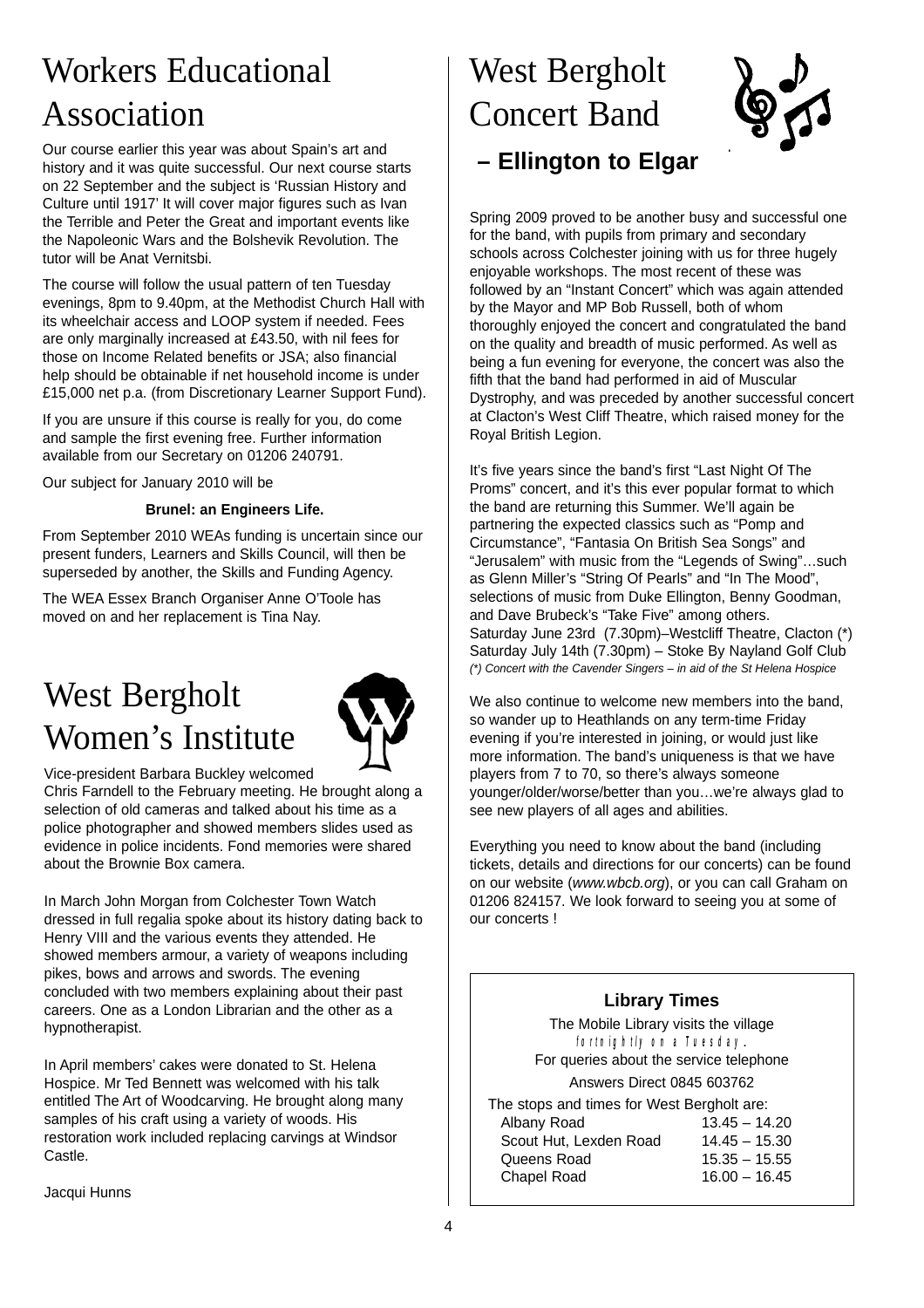# Workers Educational Association

Our course earlier this year was about Spain's art and history and it was quite successful. Our next course starts on 22 September and the subject is 'Russian History and Culture until 1917' It will cover major figures such as Ivan the Terrible and Peter the Great and important events like the Napoleonic Wars and the Bolshevik Revolution. The tutor will be Anat Vernitsbi.

The course will follow the usual pattern of ten Tuesday evenings, 8pm to 9.40pm, at the Methodist Church Hall with its wheelchair access and LOOP system if needed. Fees are only marginally increased at £43.50, with nil fees for those on Income Related benefits or JSA; also financial help should be obtainable if net household income is under £15,000 net p.a. (from Discretionary Learner Support Fund).

If you are unsure if this course is really for you, do come and sample the first evening free. Further information available from our Secretary on 01206 240791.

Our subject for January 2010 will be

**Brunel: an Engineers Life.**

From September 2010 WEAs funding is uncertain since our present funders, Learners and Skills Council, will then be superseded by another, the Skills and Funding Agency.

The WEA Essex Branch Organiser Anne O'Toole has moved on and her replacement is Tina Nay.

# West Bergholt Women's Institute

Vice-president Barbara Buckley welcomed Chris Farndell to the February meeting. He brought along a selection of old cameras and talked about his time as a police photographer and showed members slides used as evidence in police incidents. Fond memories were shared about the Brownie Box camera.

In March John Morgan from Colchester Town Watch dressed in full regalia spoke about its history dating back to Henry VIII and the various events they attended. He showed members armour, a variety of weapons including pikes, bows and arrows and swords. The evening concluded with two members explaining about their past careers. One as a London Librarian and the other as a hypnotherapist.

In April members' cakes were donated to St. Helena Hospice. Mr Ted Bennett was welcomed with his talk entitled The Art of Woodcarving. He brought along many samples of his craft using a variety of woods. His restoration work included replacing carvings at Windsor Castle.

Jacqui Hunns

# West Bergholt Concert Band

## – Ellington to Elgar

Spring 2009 proved to be another busy and successful one for the band, with pupils from primary and secondary schools across Colchester joining with us for three hugely enjoyable workshops. The most recent of these was followed by an "Instant Concert" which was again attended by the Mayor and MP Bob Russell, both of whom thoroughly enjoyed the concert and congratulated the band on the quality and breadth of music performed. As well as being a fun evening for everyone, the concert was also the fifth that the band had performed in aid of Muscular Dystrophy, and was preceded by another successful concert at Clacton's West Cliff Theatre, which raised money for the Royal British Legion.

It's five years since the band's first "Last Night Of The Proms" concert, and it's this ever popular format to which the band are returning this Summer. We'll again be partnering the expected classics such as "Pomp and Circumstance", "Fantasia On British Sea Songs" and "Jerusalem" with music from the "Legends of Swing"…such as Glenn Miller's "String Of Pearls" and "In The Mood", selections of music from Duke Ellington, Benny Goodman, and Dave Brubeck's "Take Five" among others.
Saturday June 23rd (7.30pm)–Westcliff Theatre, Clacton (*)
Saturday July 14th (7.30pm) – Stoke By Nayland Golf Club
*(*) Concert with the Cavender Singers – in aid of the St Helena Hospice*

We also continue to welcome new members into the band, so wander up to Heathlands on any term-time Friday evening if you're interested in joining, or would just like more information. The band's uniqueness is that we have players from 7 to 70, so there's always someone younger/older/worse/better than you…we're always glad to see new players of all ages and abilities.

Everything you need to know about the band (including tickets, details and directions for our concerts) can be found on our website (*www.wbcb.org*), or you can call Graham on 01206 824157. We look forward to seeing you at some of our concerts !

### Library Times

The Mobile Library visits the village fortnightly on a Tuesday.
For queries about the service telephone
Answers Direct 0845 603762

The stops and times for West Bergholt are:

| Stop | Time |
| --- | --- |
| Albany Road | 13.45 – 14.20 |
| Scout Hut, Lexden Road | 14.45 – 15.30 |
| Queens Road | 15.35 – 15.55 |
| Chapel Road | 16.00 – 16.45 |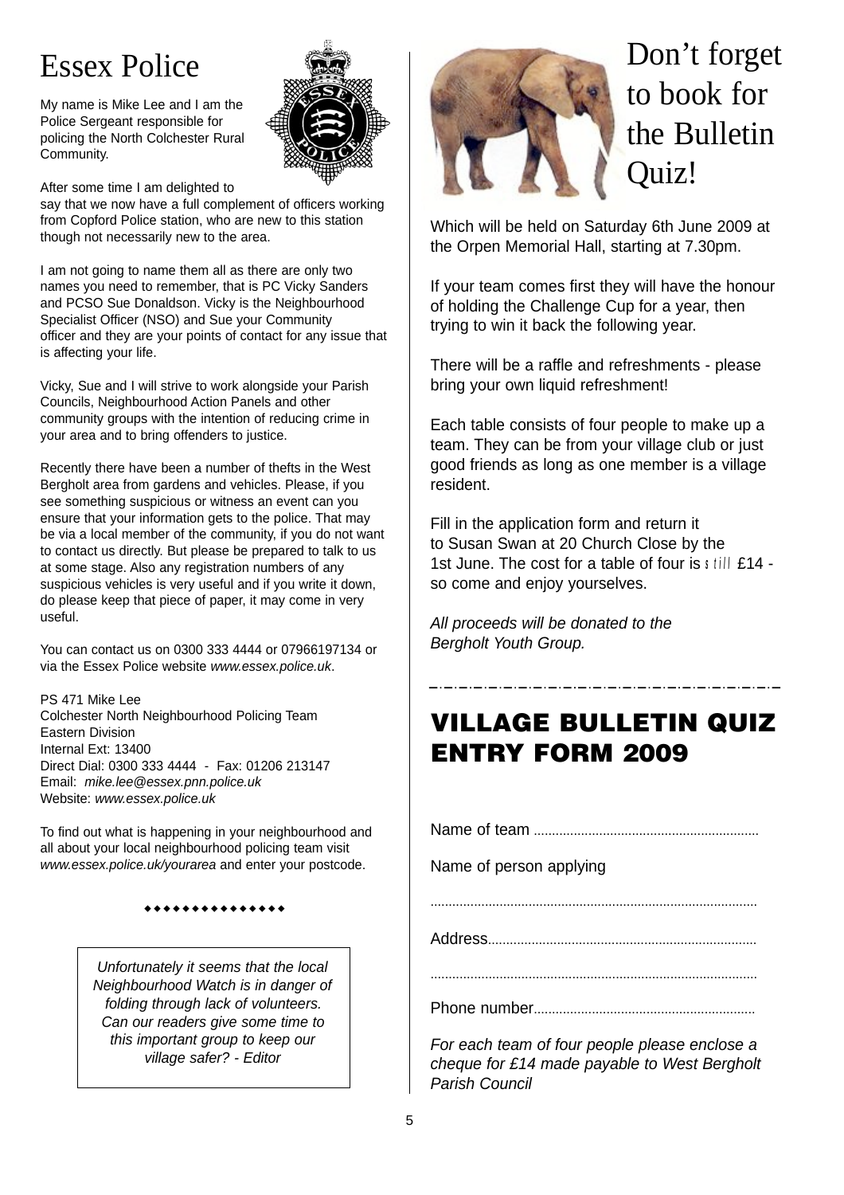# Essex Police

My name is Mike Lee and I am the Police Sergeant responsible for policing the North Colchester Rural Community.

After some time I am delighted to say that we now have a full complement of officers working from Copford Police station, who are new to this station though not necessarily new to the area.

I am not going to name them all as there are only two names you need to remember, that is PC Vicky Sanders and PCSO Sue Donaldson. Vicky is the Neighbourhood Specialist Officer (NSO) and Sue your Community officer and they are your points of contact for any issue that is affecting your life.

Vicky, Sue and I will strive to work alongside your Parish Councils, Neighbourhood Action Panels and other community groups with the intention of reducing crime in your area and to bring offenders to justice.

Recently there have been a number of thefts in the West Bergholt area from gardens and vehicles. Please, if you see something suspicious or witness an event can you ensure that your information gets to the police. That may be via a local member of the community, if you do not want to contact us directly. But please be prepared to talk to us at some stage. Also any registration numbers of any suspicious vehicles is very useful and if you write it down, do please keep that piece of paper, it may come in very useful.

You can contact us on 0300 333 4444 or 07966197134 or via the Essex Police website *www.essex.police.uk*.

PS 471 Mike Lee
Colchester North Neighbourhood Policing Team
Eastern Division
Internal Ext: 13400
Direct Dial: 0300 333 4444 - Fax: 01206 213147
Email: *mike.lee@essex.pnn.police.uk*
Website: *www.essex.police.uk*

To find out what is happening in your neighbourhood and all about your local neighbourhood policing team visit *www.essex.police.uk/yourarea* and enter your postcode.

◆◆◆◆◆◆◆◆◆◆◆◆◆◆

*Unfortunately it seems that the local Neighbourhood Watch is in danger of folding through lack of volunteers. Can our readers give some time to this important group to keep our village safer? - Editor*

# Don't forget to book for the Bulletin Quiz!

Which will be held on Saturday 6th June 2009 at the Orpen Memorial Hall, starting at 7.30pm.

If your team comes first they will have the honour of holding the Challenge Cup for a year, then trying to win it back the following year.

There will be a raffle and refreshments - please bring your own liquid refreshment!

Each table consists of four people to make up a team. They can be from your village club or just good friends as long as one member is a village resident.

Fill in the application form and return it to Susan Swan at 20 Church Close by the 1st June. The cost for a table of four is still £14 - so come and enjoy yourselves.

*All proceeds will be donated to the Bergholt Youth Group.*

---

## VILLAGE BULLETIN QUIZ ENTRY FORM 2009

Name of team ..............................................................

Name of person applying

..........................................................................................

Address..........................................................................

..........................................................................................

Phone number.............................................................

*For each team of four people please enclose a cheque for £14 made payable to West Bergholt Parish Council*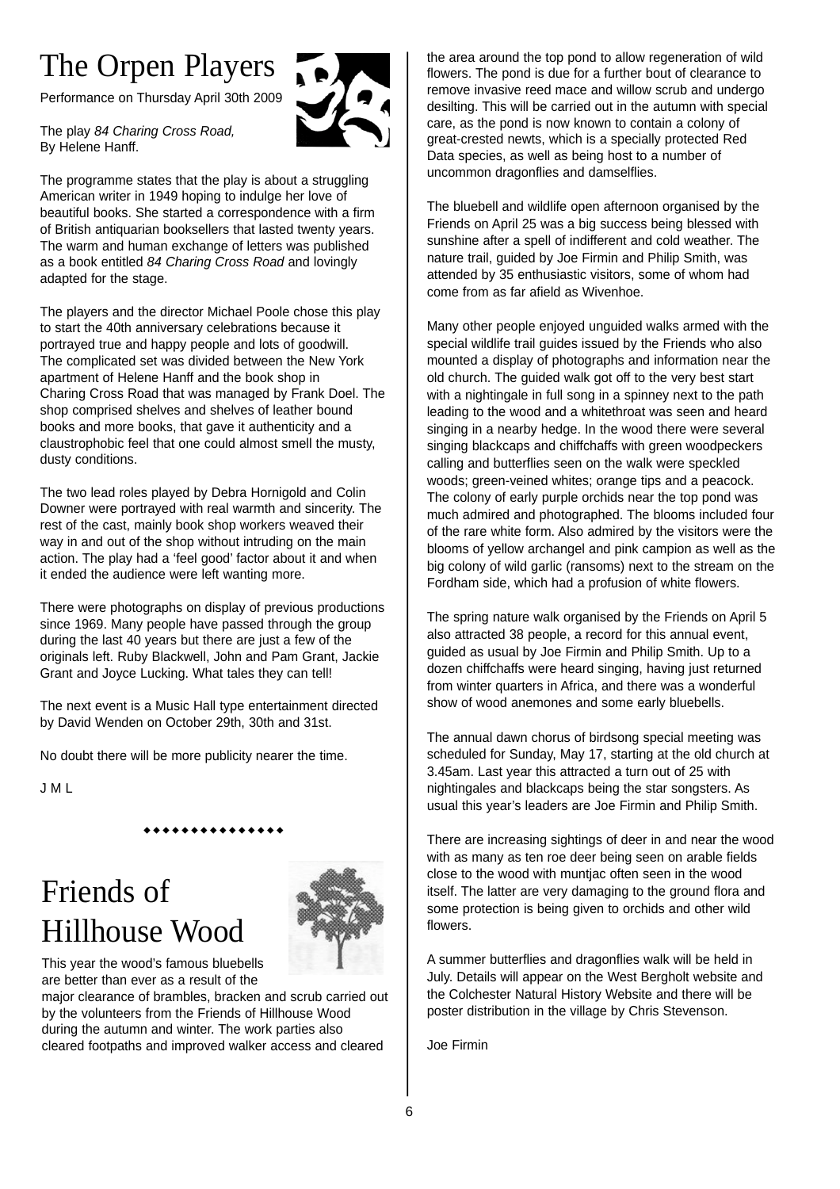# The Orpen Players

Performance on Thursday April 30th 2009

The play *84 Charing Cross Road,*
By Helene Hanff.

The programme states that the play is about a struggling American writer in 1949 hoping to indulge her love of beautiful books. She started a correspondence with a firm of British antiquarian booksellers that lasted twenty years. The warm and human exchange of letters was published as a book entitled *84 Charing Cross Road* and lovingly adapted for the stage.

The players and the director Michael Poole chose this play to start the 40th anniversary celebrations because it portrayed true and happy people and lots of goodwill. The complicated set was divided between the New York apartment of Helene Hanff and the book shop in Charing Cross Road that was managed by Frank Doel. The shop comprised shelves and shelves of leather bound books and more books, that gave it authenticity and a claustrophobic feel that one could almost smell the musty, dusty conditions.

The two lead roles played by Debra Hornigold and Colin Downer were portrayed with real warmth and sincerity. The rest of the cast, mainly book shop workers weaved their way in and out of the shop without intruding on the main action. The play had a 'feel good' factor about it and when it ended the audience were left wanting more.

There were photographs on display of previous productions since 1969. Many people have passed through the group during the last 40 years but there are just a few of the originals left. Ruby Blackwell, John and Pam Grant, Jackie Grant and Joyce Lucking. What tales they can tell!

The next event is a Music Hall type entertainment directed by David Wenden on October 29th, 30th and 31st.

No doubt there will be more publicity nearer the time.

J M L

◆◆◆◆◆◆◆◆◆◆◆◆◆◆◆

# Friends of Hillhouse Wood

This year the wood's famous bluebells are better than ever as a result of the major clearance of brambles, bracken and scrub carried out by the volunteers from the Friends of Hillhouse Wood during the autumn and winter. The work parties also cleared footpaths and improved walker access and cleared the area around the top pond to allow regeneration of wild flowers. The pond is due for a further bout of clearance to remove invasive reed mace and willow scrub and undergo desilting. This will be carried out in the autumn with special care, as the pond is now known to contain a colony of great-crested newts, which is a specially protected Red Data species, as well as being host to a number of uncommon dragonflies and damselflies.

The bluebell and wildlife open afternoon organised by the Friends on April 25 was a big success being blessed with sunshine after a spell of indifferent and cold weather. The nature trail, guided by Joe Firmin and Philip Smith, was attended by 35 enthusiastic visitors, some of whom had come from as far afield as Wivenhoe.

Many other people enjoyed unguided walks armed with the special wildlife trail guides issued by the Friends who also mounted a display of photographs and information near the old church. The guided walk got off to the very best start with a nightingale in full song in a spinney next to the path leading to the wood and a whitethroat was seen and heard singing in a nearby hedge. In the wood there were several singing blackcaps and chiffchaffs with green woodpeckers calling and butterflies seen on the walk were speckled woods; green-veined whites; orange tips and a peacock. The colony of early purple orchids near the top pond was much admired and photographed. The blooms included four of the rare white form. Also admired by the visitors were the blooms of yellow archangel and pink campion as well as the big colony of wild garlic (ransoms) next to the stream on the Fordham side, which had a profusion of white flowers.

The spring nature walk organised by the Friends on April 5 also attracted 38 people, a record for this annual event, guided as usual by Joe Firmin and Philip Smith. Up to a dozen chiffchaffs were heard singing, having just returned from winter quarters in Africa, and there was a wonderful show of wood anemones and some early bluebells.

The annual dawn chorus of birdsong special meeting was scheduled for Sunday, May 17, starting at the old church at 3.45am. Last year this attracted a turn out of 25 with nightingales and blackcaps being the star songsters. As usual this year's leaders are Joe Firmin and Philip Smith.

There are increasing sightings of deer in and near the wood with as many as ten roe deer being seen on arable fields close to the wood with muntjac often seen in the wood itself. The latter are very damaging to the ground flora and some protection is being given to orchids and other wild flowers.

A summer butterflies and dragonflies walk will be held in July. Details will appear on the West Bergholt website and the Colchester Natural History Website and there will be poster distribution in the village by Chris Stevenson.

Joe Firmin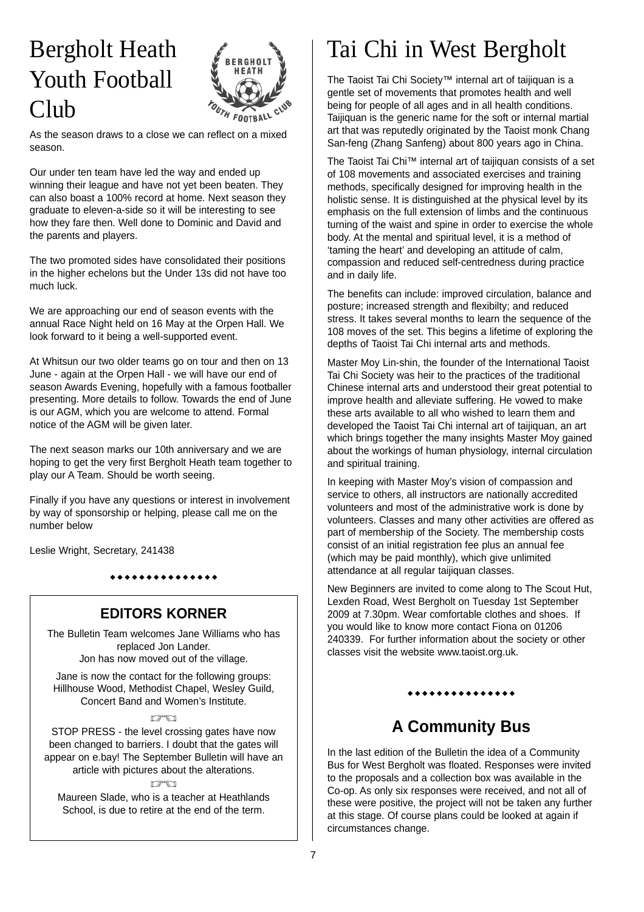# Bergholt Heath Youth Football Club

As the season draws to a close we can reflect on a mixed season.

Our under ten team have led the way and ended up winning their league and have not yet been beaten. They can also boast a 100% record at home. Next season they graduate to eleven-a-side so it will be interesting to see how they fare then. Well done to Dominic and David and the parents and players.

The two promoted sides have consolidated their positions in the higher echelons but the Under 13s did not have too much luck.

We are approaching our end of season events with the annual Race Night held on 16 May at the Orpen Hall. We look forward to it being a well-supported event.

At Whitsun our two older teams go on tour and then on 13 June - again at the Orpen Hall - we will have our end of season Awards Evening, hopefully with a famous footballer presenting. More details to follow. Towards the end of June is our AGM, which you are welcome to attend. Formal notice of the AGM will be given later.

The next season marks our 10th anniversary and we are hoping to get the very first Bergholt Heath team together to play our A Team. Should be worth seeing.

Finally if you have any questions or interest in involvement by way of sponsorship or helping, please call me on the number below

Leslie Wright, Secretary, 241438

◆◆◆◆◆◆◆◆◆◆◆◆◆◆◆

## EDITORS KORNER

The Bulletin Team welcomes Jane Williams who has replaced Jon Lander.
Jon has now moved out of the village.

Jane is now the contact for the following groups: Hillhouse Wood, Methodist Chapel, Wesley Guild, Concert Band and Women's Institute.

STOP PRESS - the level crossing gates have now been changed to barriers. I doubt that the gates will appear on e.bay! The September Bulletin will have an article with pictures about the alterations.

Maureen Slade, who is a teacher at Heathlands School, is due to retire at the end of the term.

# Tai Chi in West Bergholt

The Taoist Tai Chi Society™ internal art of taijiquan is a gentle set of movements that promotes health and well being for people of all ages and in all health conditions. Taijiquan is the generic name for the soft or internal martial art that was reputedly originated by the Taoist monk Chang San-feng (Zhang Sanfeng) about 800 years ago in China.

The Taoist Tai Chi™ internal art of taijiquan consists of a set of 108 movements and associated exercises and training methods, specifically designed for improving health in the holistic sense. It is distinguished at the physical level by its emphasis on the full extension of limbs and the continuous turning of the waist and spine in order to exercise the whole body. At the mental and spiritual level, it is a method of 'taming the heart' and developing an attitude of calm, compassion and reduced self-centredness during practice and in daily life.

The benefits can include: improved circulation, balance and posture; increased strength and flexibilty; and reduced stress. It takes several months to learn the sequence of the 108 moves of the set. This begins a lifetime of exploring the depths of Taoist Tai Chi internal arts and methods.

Master Moy Lin-shin, the founder of the International Taoist Tai Chi Society was heir to the practices of the traditional Chinese internal arts and understood their great potential to improve health and alleviate suffering. He vowed to make these arts available to all who wished to learn them and developed the Taoist Tai Chi internal art of taijiquan, an art which brings together the many insights Master Moy gained about the workings of human physiology, internal circulation and spiritual training.

In keeping with Master Moy's vision of compassion and service to others, all instructors are nationally accredited volunteers and most of the administrative work is done by volunteers. Classes and many other activities are offered as part of membership of the Society. The membership costs consist of an initial registration fee plus an annual fee (which may be paid monthly), which give unlimited attendance at all regular taijiquan classes.

New Beginners are invited to come along to The Scout Hut, Lexden Road, West Bergholt on Tuesday 1st September 2009 at 7.30pm. Wear comfortable clothes and shoes. If you would like to know more contact Fiona on 01206 240339. For further information about the society or other classes visit the website www.taoist.org.uk.

◆◆◆◆◆◆◆◆◆◆◆◆◆◆◆

## A Community Bus

In the last edition of the Bulletin the idea of a Community Bus for West Bergholt was floated. Responses were invited to the proposals and a collection box was available in the Co-op. As only six responses were received, and not all of these were positive, the project will not be taken any further at this stage. Of course plans could be looked at again if circumstances change.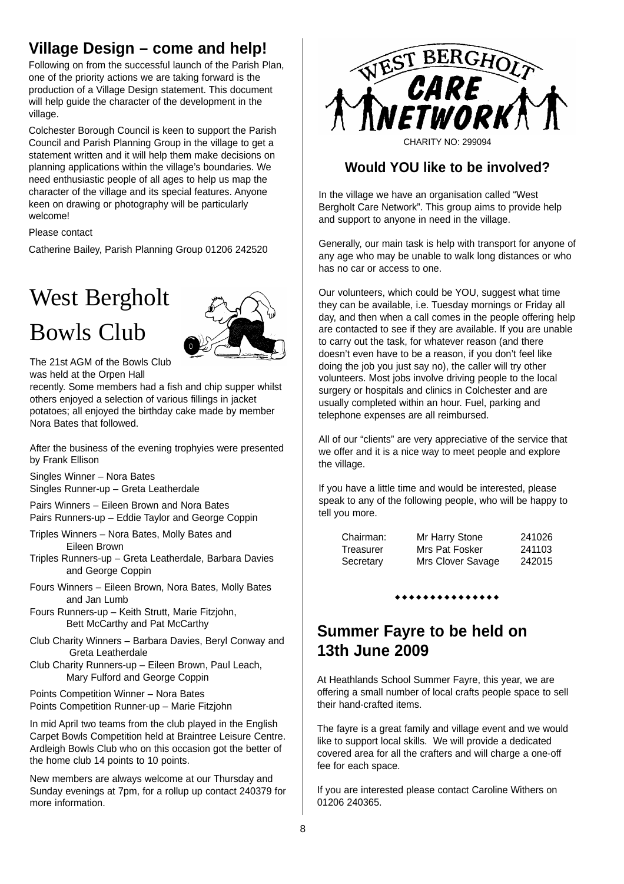## Village Design – come and help!

Following on from the successful launch of the Parish Plan, one of the priority actions we are taking forward is the production of a Village Design statement. This document will help guide the character of the development in the village.

Colchester Borough Council is keen to support the Parish Council and Parish Planning Group in the village to get a statement written and it will help them make decisions on planning applications within the village's boundaries. We need enthusiastic people of all ages to help us map the character of the village and its special features. Anyone keen on drawing or photography will be particularly welcome!

Please contact

Catherine Bailey, Parish Planning Group 01206 242520

# West Bergholt Bowls Club

The 21st AGM of the Bowls Club was held at the Orpen Hall recently. Some members had a fish and chip supper whilst others enjoyed a selection of various fillings in jacket potatoes; all enjoyed the birthday cake made by member Nora Bates that followed.

After the business of the evening trophyies were presented by Frank Ellison

Singles Winner – Nora Bates
Singles Runner-up – Greta Leatherdale

Pairs Winners – Eileen Brown and Nora Bates
Pairs Runners-up – Eddie Taylor and George Coppin

Triples Winners – Nora Bates, Molly Bates and Eileen Brown
Triples Runners-up – Greta Leatherdale, Barbara Davies and George Coppin

Fours Winners – Eileen Brown, Nora Bates, Molly Bates and Jan Lumb
Fours Runners-up – Keith Strutt, Marie Fitzjohn, Bett McCarthy and Pat McCarthy

Club Charity Winners – Barbara Davies, Beryl Conway and Greta Leatherdale
Club Charity Runners-up – Eileen Brown, Paul Leach, Mary Fulford and George Coppin

Points Competition Winner – Nora Bates
Points Competition Runner-up – Marie Fitzjohn

In mid April two teams from the club played in the English Carpet Bowls Competition held at Braintree Leisure Centre. Ardleigh Bowls Club who on this occasion got the better of the home club 14 points to 10 points.

New members are always welcome at our Thursday and Sunday evenings at 7pm, for a rollup up contact 240379 for more information.

WEST BERGHOLT CARE NETWORK

CHARITY NO: 299094

### Would YOU like to be involved?

In the village we have an organisation called "West Bergholt Care Network". This group aims to provide help and support to anyone in need in the village.

Generally, our main task is help with transport for anyone of any age who may be unable to walk long distances or who has no car or access to one.

Our volunteers, which could be YOU, suggest what time they can be available, i.e. Tuesday mornings or Friday all day, and then when a call comes in the people offering help are contacted to see if they are available. If you are unable to carry out the task, for whatever reason (and there doesn't even have to be a reason, if you don't feel like doing the job you just say no), the caller will try other volunteers. Most jobs involve driving people to the local surgery or hospitals and clinics in Colchester and are usually completed within an hour. Fuel, parking and telephone expenses are all reimbursed.

All of our "clients" are very appreciative of the service that we offer and it is a nice way to meet people and explore the village.

If you have a little time and would be interested, please speak to any of the following people, who will be happy to tell you more.

| | | |
|---|---|---|
| Chairman: | Mr Harry Stone | 241026 |
| Treasurer | Mrs Pat Fosker | 241103 |
| Secretary | Mrs Clover Savage | 242015 |

## Summer Fayre to be held on 13th June 2009

At Heathlands School Summer Fayre, this year, we are offering a small number of local crafts people space to sell their hand-crafted items.

The fayre is a great family and village event and we would like to support local skills. We will provide a dedicated covered area for all the crafters and will charge a one-off fee for each space.

If you are interested please contact Caroline Withers on 01206 240365.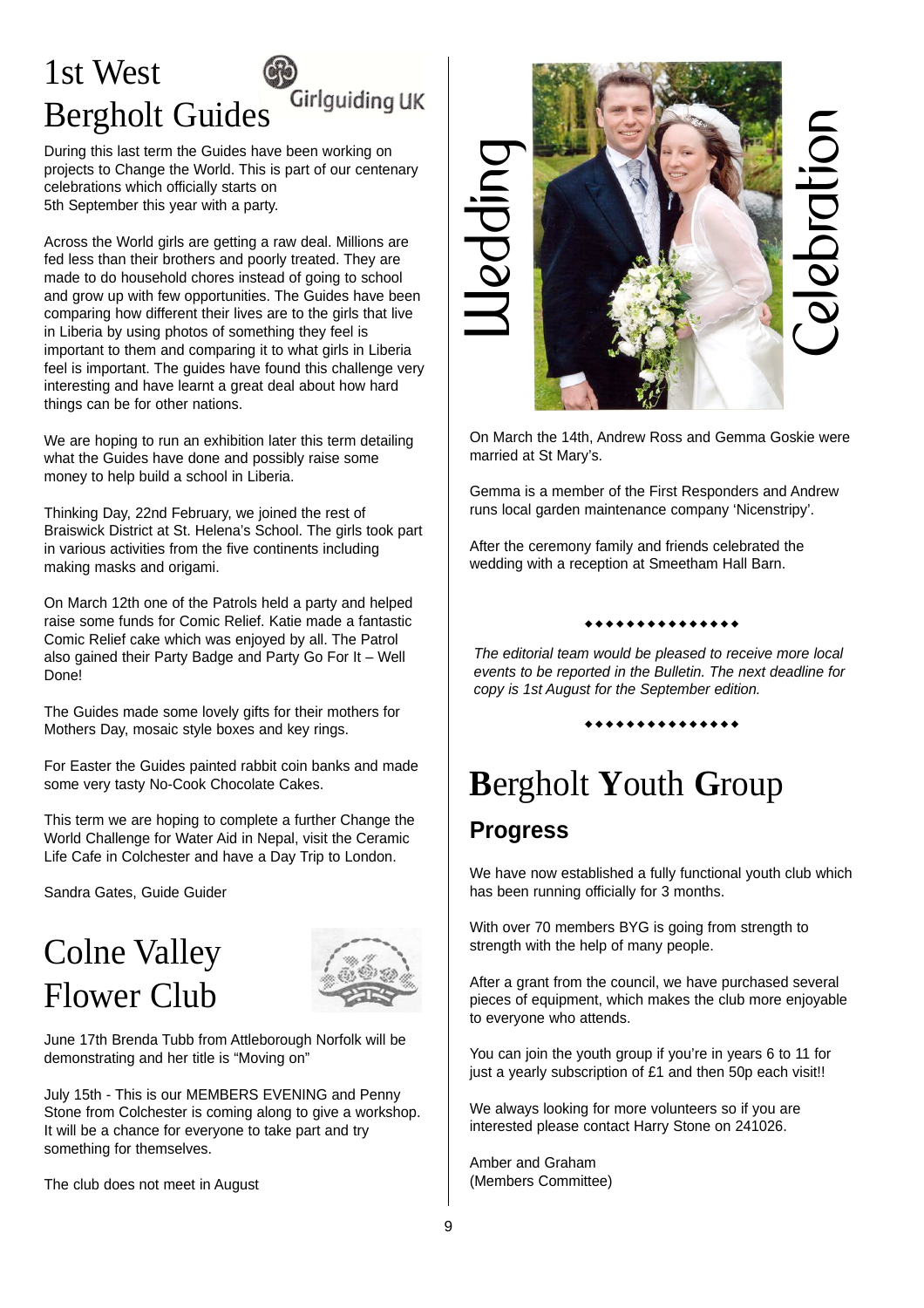# 1st West Bergholt Guides

Girlguiding UK

During this last term the Guides have been working on projects to Change the World. This is part of our centenary celebrations which officially starts on 5th September this year with a party.

Across the World girls are getting a raw deal. Millions are fed less than their brothers and poorly treated. They are made to do household chores instead of going to school and grow up with few opportunities. The Guides have been comparing how different their lives are to the girls that live in Liberia by using photos of something they feel is important to them and comparing it to what girls in Liberia feel is important. The guides have found this challenge very interesting and have learnt a great deal about how hard things can be for other nations.

We are hoping to run an exhibition later this term detailing what the Guides have done and possibly raise some money to help build a school in Liberia.

Thinking Day, 22nd February, we joined the rest of Braiswick District at St. Helena's School. The girls took part in various activities from the five continents including making masks and origami.

On March 12th one of the Patrols held a party and helped raise some funds for Comic Relief. Katie made a fantastic Comic Relief cake which was enjoyed by all. The Patrol also gained their Party Badge and Party Go For It – Well Done!

The Guides made some lovely gifts for their mothers for Mothers Day, mosaic style boxes and key rings.

For Easter the Guides painted rabbit coin banks and made some very tasty No-Cook Chocolate Cakes.

This term we are hoping to complete a further Change the World Challenge for Water Aid in Nepal, visit the Ceramic Life Cafe in Colchester and have a Day Trip to London.

Sandra Gates, Guide Guider

# Colne Valley Flower Club

June 17th Brenda Tubb from Attleborough Norfolk will be demonstrating and her title is "Moving on"

July 15th - This is our MEMBERS EVENING and Penny Stone from Colchester is coming along to give a workshop. It will be a chance for everyone to take part and try something for themselves.

The club does not meet in August

# Wedding Celebration

On March the 14th, Andrew Ross and Gemma Goskie were married at St Mary's.

Gemma is a member of the First Responders and Andrew runs local garden maintenance company 'Nicenstripy'.

After the ceremony family and friends celebrated the wedding with a reception at Smeetham Hall Barn.

◆◆◆◆◆◆◆◆◆◆◆◆◆◆◆

*The editorial team would be pleased to receive more local events to be reported in the Bulletin. The next deadline for copy is 1st August for the September edition.*

◆◆◆◆◆◆◆◆◆◆◆◆◆◆◆

# Bergholt Youth Group

## Progress

We have now established a fully functional youth club which has been running officially for 3 months.

With over 70 members BYG is going from strength to strength with the help of many people.

After a grant from the council, we have purchased several pieces of equipment, which makes the club more enjoyable to everyone who attends.

You can join the youth group if you're in years 6 to 11 for just a yearly subscription of £1 and then 50p each visit!!

We always looking for more volunteers so if you are interested please contact Harry Stone on 241026.

Amber and Graham
(Members Committee)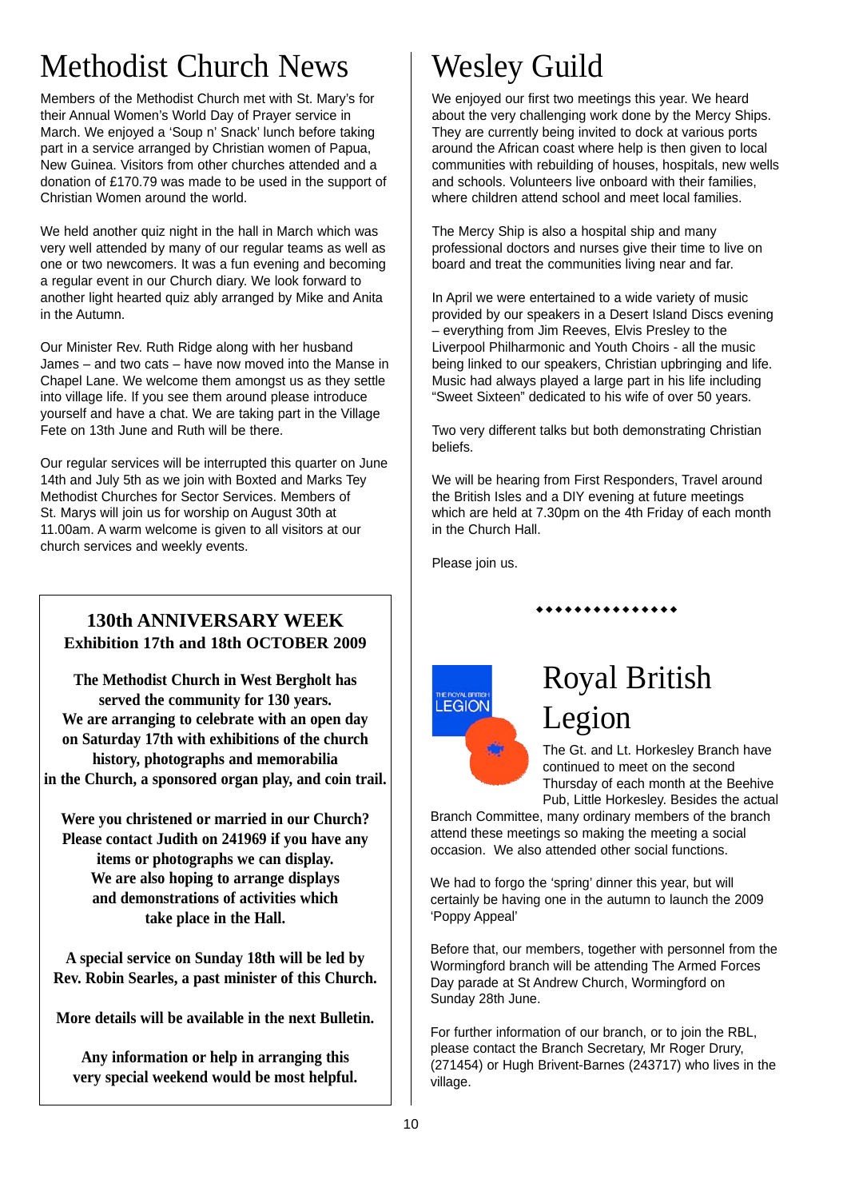# Methodist Church News

Members of the Methodist Church met with St. Mary's for their Annual Women's World Day of Prayer service in March. We enjoyed a 'Soup n' Snack' lunch before taking part in a service arranged by Christian women of Papua, New Guinea. Visitors from other churches attended and a donation of £170.79 was made to be used in the support of Christian Women around the world.

We held another quiz night in the hall in March which was very well attended by many of our regular teams as well as one or two newcomers. It was a fun evening and becoming a regular event in our Church diary. We look forward to another light hearted quiz ably arranged by Mike and Anita in the Autumn.

Our Minister Rev. Ruth Ridge along with her husband James – and two cats – have now moved into the Manse in Chapel Lane. We welcome them amongst us as they settle into village life. If you see them around please introduce yourself and have a chat. We are taking part in the Village Fete on 13th June and Ruth will be there.

Our regular services will be interrupted this quarter on June 14th and July 5th as we join with Boxted and Marks Tey Methodist Churches for Sector Services. Members of St. Marys will join us for worship on August 30th at 11.00am. A warm welcome is given to all visitors at our church services and weekly events.

**130th ANNIVERSARY WEEK**
**Exhibition 17th and 18th OCTOBER 2009**

**The Methodist Church in West Bergholt has served the community for 130 years. We are arranging to celebrate with an open day on Saturday 17th with exhibitions of the church history, photographs and memorabilia in the Church, a sponsored organ play, and coin trail.**

**Were you christened or married in our Church? Please contact Judith on 241969 if you have any items or photographs we can display. We are also hoping to arrange displays and demonstrations of activities which take place in the Hall.**

**A special service on Sunday 18th will be led by Rev. Robin Searles, a past minister of this Church.**

**More details will be available in the next Bulletin.**

**Any information or help in arranging this very special weekend would be most helpful.**

# Wesley Guild

We enjoyed our first two meetings this year. We heard about the very challenging work done by the Mercy Ships. They are currently being invited to dock at various ports around the African coast where help is then given to local communities with rebuilding of houses, hospitals, new wells and schools. Volunteers live onboard with their families, where children attend school and meet local families.

The Mercy Ship is also a hospital ship and many professional doctors and nurses give their time to live on board and treat the communities living near and far.

In April we were entertained to a wide variety of music provided by our speakers in a Desert Island Discs evening – everything from Jim Reeves, Elvis Presley to the Liverpool Philharmonic and Youth Choirs - all the music being linked to our speakers, Christian upbringing and life. Music had always played a large part in his life including "Sweet Sixteen" dedicated to his wife of over 50 years.

Two very different talks but both demonstrating Christian beliefs.

We will be hearing from First Responders, Travel around the British Isles and a DIY evening at future meetings which are held at 7.30pm on the 4th Friday of each month in the Church Hall.

Please join us.

◆◆◆◆◆◆◆◆◆◆◆◆◆◆◆

# Royal British Legion

The Gt. and Lt. Horkesley Branch have continued to meet on the second Thursday of each month at the Beehive Pub, Little Horkesley. Besides the actual Branch Committee, many ordinary members of the branch attend these meetings so making the meeting a social occasion. We also attended other social functions.

We had to forgo the 'spring' dinner this year, but will certainly be having one in the autumn to launch the 2009 'Poppy Appeal'

Before that, our members, together with personnel from the Wormingford branch will be attending The Armed Forces Day parade at St Andrew Church, Wormingford on Sunday 28th June.

For further information of our branch, or to join the RBL, please contact the Branch Secretary, Mr Roger Drury, (271454) or Hugh Brivent-Barnes (243717) who lives in the village.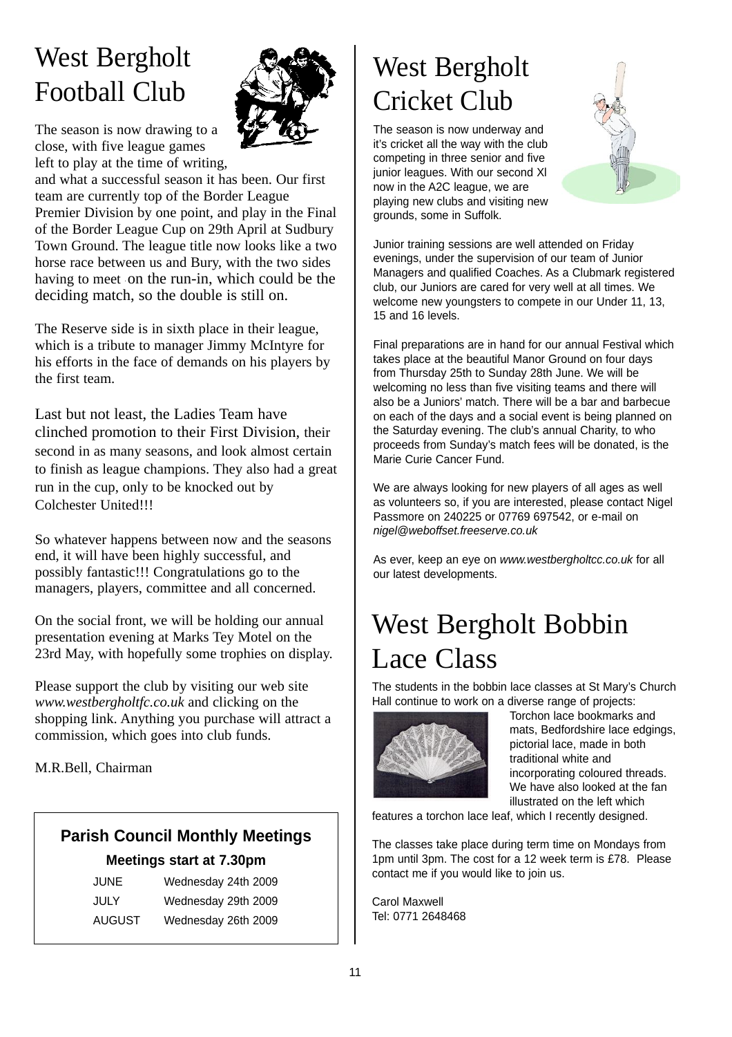# West Bergholt Football Club

The season is now drawing to a close, with five league games left to play at the time of writing, and what a successful season it has been. Our first team are currently top of the Border League Premier Division by one point, and play in the Final of the Border League Cup on 29th April at Sudbury Town Ground. The league title now looks like a two horse race between us and Bury, with the two sides having to meet on the run-in, which could be the deciding match, so the double is still on.

The Reserve side is in sixth place in their league, which is a tribute to manager Jimmy McIntyre for his efforts in the face of demands on his players by the first team.

Last but not least, the Ladies Team have clinched promotion to their First Division, their second in as many seasons, and look almost certain to finish as league champions. They also had a great run in the cup, only to be knocked out by Colchester United!!!

So whatever happens between now and the seasons end, it will have been highly successful, and possibly fantastic!!! Congratulations go to the managers, players, committee and all concerned.

On the social front, we will be holding our annual presentation evening at Marks Tey Motel on the 23rd May, with hopefully some trophies on display.

Please support the club by visiting our web site *www.westbergholtfc.co.uk* and clicking on the shopping link. Anything you purchase will attract a commission, which goes into club funds.

M.R.Bell, Chairman

## Parish Council Monthly Meetings

**Meetings start at 7.30pm**

| | |
|---|---|
| JUNE | Wednesday 24th 2009 |
| JULY | Wednesday 29th 2009 |
| AUGUST | Wednesday 26th 2009 |

# West Bergholt Cricket Club

The season is now underway and it's cricket all the way with the club competing in three senior and five junior leagues. With our second XI now in the A2C league, we are playing new clubs and visiting new grounds, some in Suffolk.

Junior training sessions are well attended on Friday evenings, under the supervision of our team of Junior Managers and qualified Coaches. As a Clubmark registered club, our Juniors are cared for very well at all times. We welcome new youngsters to compete in our Under 11, 13, 15 and 16 levels.

Final preparations are in hand for our annual Festival which takes place at the beautiful Manor Ground on four days from Thursday 25th to Sunday 28th June. We will be welcoming no less than five visiting teams and there will also be a Juniors' match. There will be a bar and barbecue on each of the days and a social event is being planned on the Saturday evening. The club's annual Charity, to who proceeds from Sunday's match fees will be donated, is the Marie Curie Cancer Fund.

We are always looking for new players of all ages as well as volunteers so, if you are interested, please contact Nigel Passmore on 240225 or 07769 697542, or e-mail on *nigel@weboffset.freeserve.co.uk*

As ever, keep an eye on *www.westbergholtcc.co.uk* for all our latest developments.

# West Bergholt Bobbin Lace Class

The students in the bobbin lace classes at St Mary's Church Hall continue to work on a diverse range of projects: Torchon lace bookmarks and mats, Bedfordshire lace edgings, pictorial lace, made in both traditional white and incorporating coloured threads. We have also looked at the fan illustrated on the left which features a torchon lace leaf, which I recently designed.

The classes take place during term time on Mondays from 1pm until 3pm. The cost for a 12 week term is £78. Please contact me if you would like to join us.

Carol Maxwell
Tel: 0771 2648468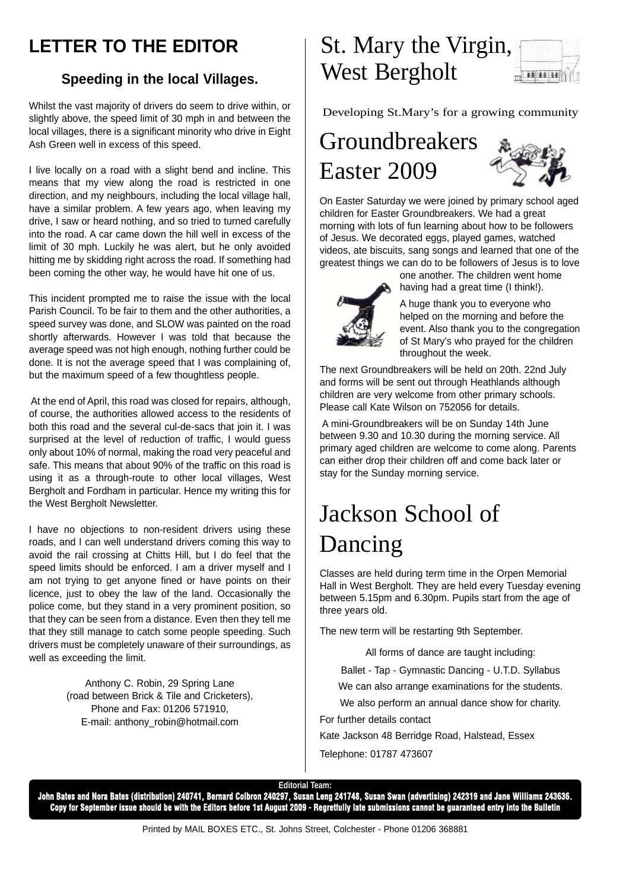# LETTER TO THE EDITOR

### Speeding in the local Villages.

Whilst the vast majority of drivers do seem to drive within, or slightly above, the speed limit of 30 mph in and between the local villages, there is a significant minority who drive in Eight Ash Green well in excess of this speed.

I live locally on a road with a slight bend and incline. This means that my view along the road is restricted in one direction, and my neighbours, including the local village hall, have a similar problem. A few years ago, when leaving my drive, I saw or heard nothing, and so tried to turned carefully into the road. A car came down the hill well in excess of the limit of 30 mph. Luckily he was alert, but he only avoided hitting me by skidding right across the road. If something had been coming the other way, he would have hit one of us.

This incident prompted me to raise the issue with the local Parish Council. To be fair to them and the other authorities, a speed survey was done, and SLOW was painted on the road shortly afterwards. However I was told that because the average speed was not high enough, nothing further could be done. It is not the average speed that I was complaining of, but the maximum speed of a few thoughtless people.

At the end of April, this road was closed for repairs, although, of course, the authorities allowed access to the residents of both this road and the several cul-de-sacs that join it. I was surprised at the level of reduction of traffic, I would guess only about 10% of normal, making the road very peaceful and safe. This means that about 90% of the traffic on this road is using it as a through-route to other local villages, West Bergholt and Fordham in particular. Hence my writing this for the West Bergholt Newsletter.

I have no objections to non-resident drivers using these roads, and I can well understand drivers coming this way to avoid the rail crossing at Chitts Hill, but I do feel that the speed limits should be enforced. I am a driver myself and I am not trying to get anyone fined or have points on their licence, just to obey the law of the land. Occasionally the police come, but they stand in a very prominent position, so that they can be seen from a distance. Even then they tell me that they still manage to catch some people speeding. Such drivers must be completely unaware of their surroundings, as well as exceeding the limit.

Anthony C. Robin, 29 Spring Lane
(road between Brick & Tile and Cricketers),
Phone and Fax: 01206 571910,
E-mail: anthony_robin@hotmail.com

# St. Mary the Virgin, West Bergholt

Developing St.Mary's for a growing community

## Groundbreakers Easter 2009

On Easter Saturday we were joined by primary school aged children for Easter Groundbreakers. We had a great morning with lots of fun learning about how to be followers of Jesus. We decorated eggs, played games, watched videos, ate biscuits, sang songs and learned that one of the greatest things we can do to be followers of Jesus is to love one another. The children went home having had a great time (I think!).

A huge thank you to everyone who helped on the morning and before the event. Also thank you to the congregation of St Mary's who prayed for the children throughout the week.

The next Groundbreakers will be held on 20th. 22nd July and forms will be sent out through Heathlands although children are very welcome from other primary schools. Please call Kate Wilson on 752056 for details.

A mini-Groundbreakers will be on Sunday 14th June between 9.30 and 10.30 during the morning service. All primary aged children are welcome to come along. Parents can either drop their children off and come back later or stay for the Sunday morning service.

# Jackson School of Dancing

Classes are held during term time in the Orpen Memorial Hall in West Bergholt. They are held every Tuesday evening between 5.15pm and 6.30pm. Pupils start from the age of three years old.

The new term will be restarting 9th September.

All forms of dance are taught including:

Ballet - Tap - Gymnastic Dancing - U.T.D. Syllabus

We can also arrange examinations for the students.

We also perform an annual dance show for charity.

For further details contact

Kate Jackson 48 Berridge Road, Halstead, Essex

Telephone: 01787 473607

**Editorial Team:**
**John Bates and Nora Bates (distribution) 240741, Bernard Colbron 240297, Susan Leng 241748, Susan Swan (advertising) 242319 and Jane Williams 243636.**
**Copy for September issue should be with the Editors before 1st August 2009 - Regretfully late submissions cannot be guaranteed entry into the Bulletin**

Printed by MAIL BOXES ETC., St. Johns Street, Colchester - Phone 01206 368881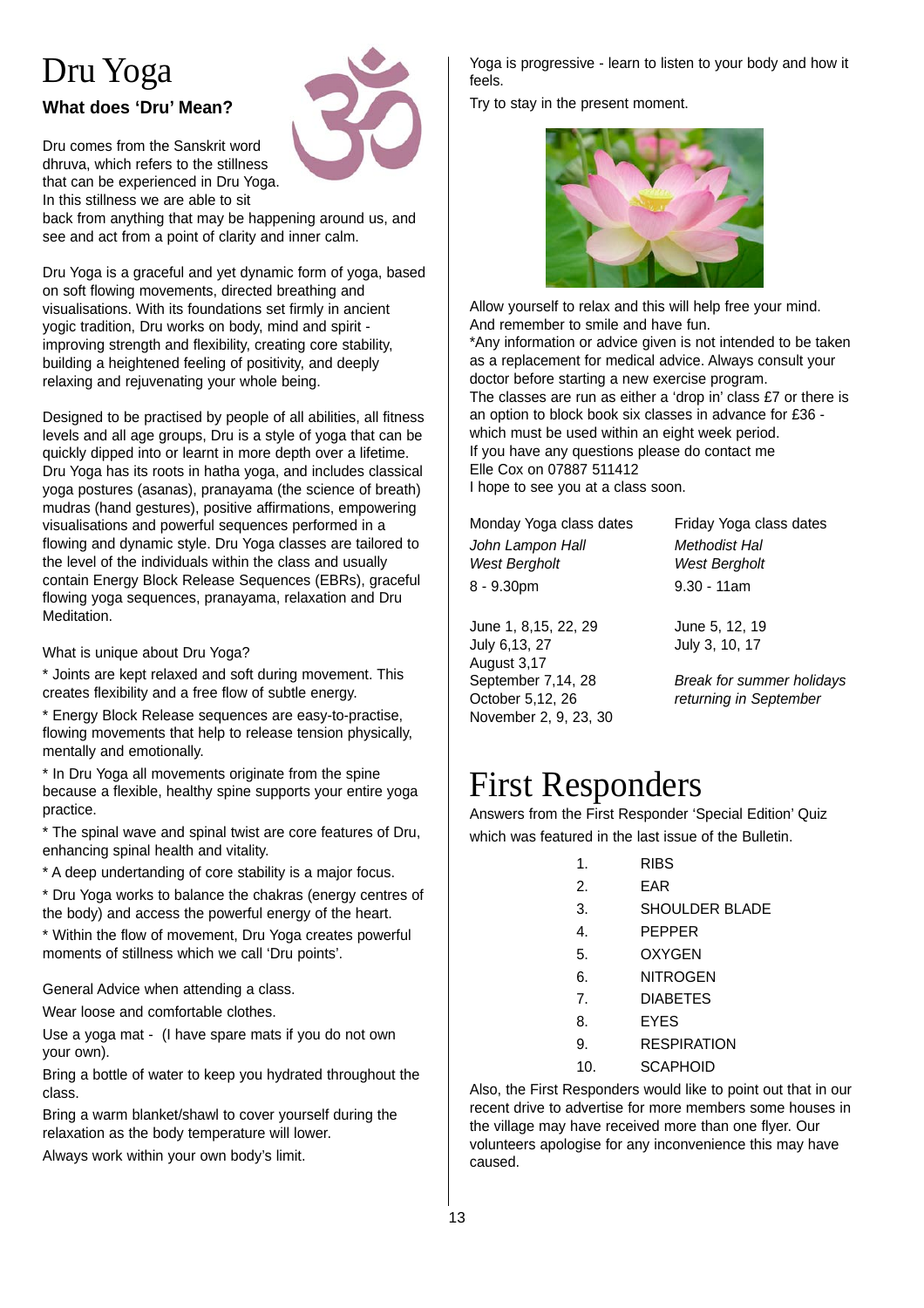# Dru Yoga

### What does 'Dru' Mean?

Dru comes from the Sanskrit word dhruva, which refers to the stillness that can be experienced in Dru Yoga. In this stillness we are able to sit back from anything that may be happening around us, and see and act from a point of clarity and inner calm.

Dru Yoga is a graceful and yet dynamic form of yoga, based on soft flowing movements, directed breathing and visualisations. With its foundations set firmly in ancient yogic tradition, Dru works on body, mind and spirit - improving strength and flexibility, creating core stability, building a heightened feeling of positivity, and deeply relaxing and rejuvenating your whole being.

Designed to be practised by people of all abilities, all fitness levels and all age groups, Dru is a style of yoga that can be quickly dipped into or learnt in more depth over a lifetime. Dru Yoga has its roots in hatha yoga, and includes classical yoga postures (asanas), pranayama (the science of breath) mudras (hand gestures), positive affirmations, empowering visualisations and powerful sequences performed in a flowing and dynamic style. Dru Yoga classes are tailored to the level of the individuals within the class and usually contain Energy Block Release Sequences (EBRs), graceful flowing yoga sequences, pranayama, relaxation and Dru Meditation.

What is unique about Dru Yoga?

* Joints are kept relaxed and soft during movement. This creates flexibility and a free flow of subtle energy.

* Energy Block Release sequences are easy-to-practise, flowing movements that help to release tension physically, mentally and emotionally.

* In Dru Yoga all movements originate from the spine because a flexible, healthy spine supports your entire yoga practice.

* The spinal wave and spinal twist are core features of Dru, enhancing spinal health and vitality.

* A deep undertanding of core stability is a major focus.

* Dru Yoga works to balance the chakras (energy centres of the body) and access the powerful energy of the heart.

* Within the flow of movement, Dru Yoga creates powerful moments of stillness which we call 'Dru points'.

General Advice when attending a class.

Wear loose and comfortable clothes.

Use a yoga mat - (I have spare mats if you do not own your own).

Bring a bottle of water to keep you hydrated throughout the class.

Bring a warm blanket/shawl to cover yourself during the relaxation as the body temperature will lower.

Always work within your own body's limit.

Yoga is progressive - learn to listen to your body and how it feels.

Try to stay in the present moment.

Allow yourself to relax and this will help free your mind. And remember to smile and have fun.

*Any information or advice given is not intended to be taken as a replacement for medical advice. Always consult your doctor before starting a new exercise program.

The classes are run as either a 'drop in' class £7 or there is an option to block book six classes in advance for £36 - which must be used within an eight week period.

If you have any questions please do contact me
Elle Cox on 07887 511412
I hope to see you at a class soon.

| Monday Yoga class dates | Friday Yoga class dates |
|---|---|
| *John Lampon Hall* | *Methodist Hal* |
| *West Bergholt* | *West Bergholt* |
| 8 - 9.30pm | 9.30 - 11am |
| June 1, 8,15, 22, 29 | June 5, 12, 19 |
| July 6,13, 27 | July 3, 10, 17 |
| August 3,17 | |
| September 7,14, 28 | *Break for summer holidays* |
| October 5,12, 26 | *returning in September* |
| November 2, 9, 23, 30 | |

# First Responders

Answers from the First Responder 'Special Edition' Quiz which was featured in the last issue of the Bulletin.

1. RIBS
2. EAR
3. SHOULDER BLADE
4. PEPPER
5. OXYGEN
6. NITROGEN
7. DIABETES
8. EYES
9. RESPIRATION
10. SCAPHOID

Also, the First Responders would like to point out that in our recent drive to advertise for more members some houses in the village may have received more than one flyer. Our volunteers apologise for any inconvenience this may have caused.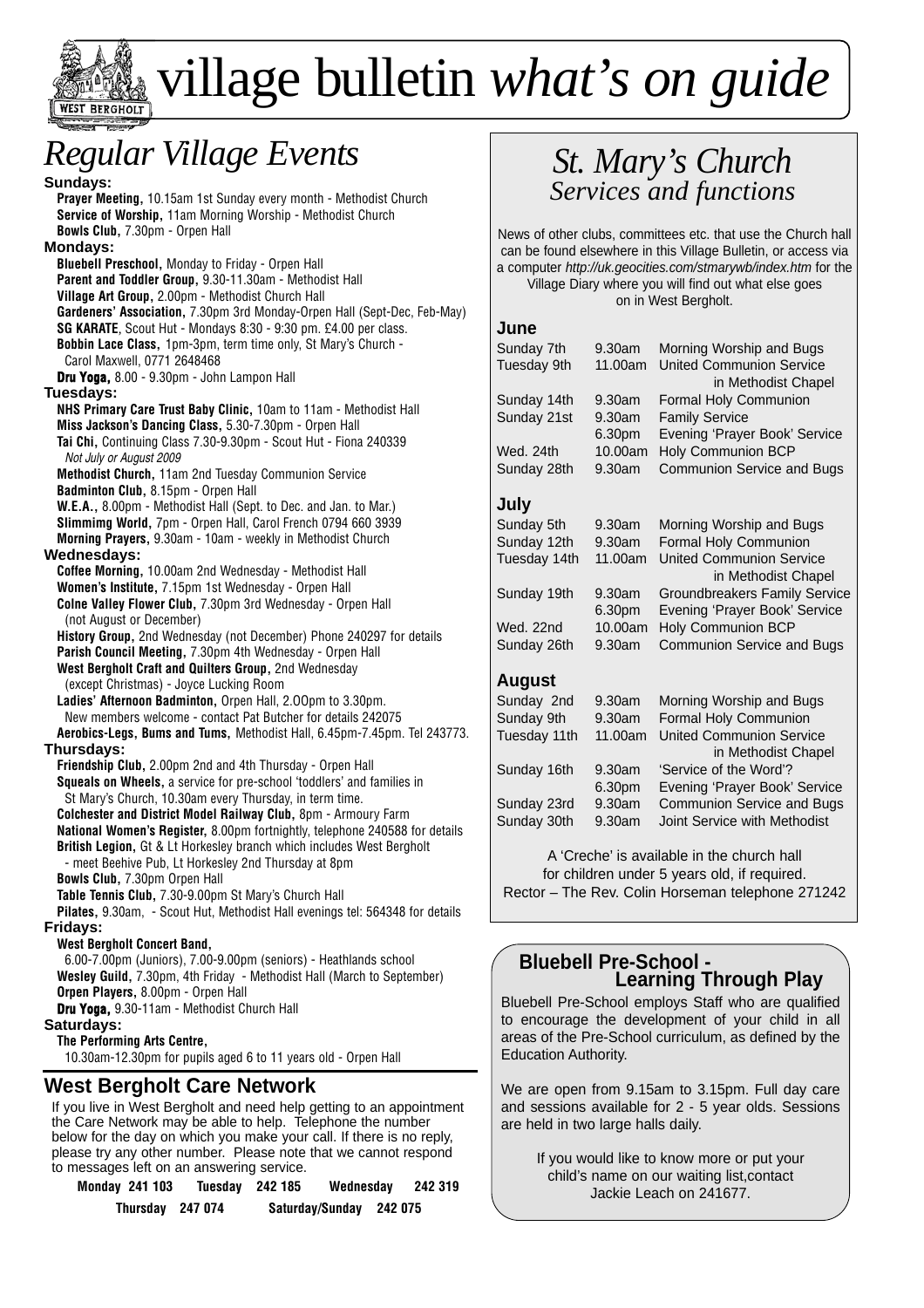# village bulletin *what's on guide*

WEST BERGHOLT

## *Regular Village Events*

**Sundays:**

- **Prayer Meeting,** 10.15am 1st Sunday every month - Methodist Church
- **Service of Worship,** 11am Morning Worship - Methodist Church
- **Bowls Club,** 7.30pm - Orpen Hall

**Mondays:**

- **Bluebell Preschool,** Monday to Friday - Orpen Hall
- **Parent and Toddler Group,** 9.30-11.30am - Methodist Hall
- **Village Art Group,** 2.00pm - Methodist Church Hall
- **Gardeners' Association,** 7.30pm 3rd Monday-Orpen Hall (Sept-Dec, Feb-May)
- **SG KARATE**, Scout Hut - Mondays 8:30 - 9:30 pm. £4.00 per class.
- **Bobbin Lace Class,** 1pm-3pm, term time only, St Mary's Church - Carol Maxwell, 0771 2648468
- **Dru Yoga,** 8.00 - 9.30pm - John Lampon Hall

**Tuesdays:**

- **NHS Primary Care Trust Baby Clinic,** 10am to 11am - Methodist Hall
- **Miss Jackson's Dancing Class,** 5.30-7.30pm - Orpen Hall
- **Tai Chi,** Continuing Class 7.30-9.30pm - Scout Hut - Fiona 240339 *Not July or August 2009*
- **Methodist Church,** 11am 2nd Tuesday Communion Service
- **Badminton Club,** 8.15pm - Orpen Hall
- **W.E.A.,** 8.00pm - Methodist Hall (Sept. to Dec. and Jan. to Mar.)
- **Slimming World,** 7pm - Orpen Hall, Carol French 0794 660 3939
- **Morning Prayers,** 9.30am - 10am - weekly in Methodist Church

**Wednesdays:**

- **Coffee Morning,** 10.00am 2nd Wednesday - Methodist Hall
- **Women's Institute,** 7.15pm 1st Wednesday - Orpen Hall
- **Colne Valley Flower Club,** 7.30pm 3rd Wednesday - Orpen Hall (not August or December)
- **History Group,** 2nd Wednesday (not December) Phone 240297 for details
- **Parish Council Meeting,** 7.30pm 4th Wednesday - Orpen Hall
- **West Bergholt Craft and Quilters Group,** 2nd Wednesday (except Christmas) - Joyce Lucking Room
- **Ladies' Afternoon Badminton,** Orpen Hall, 2.00pm to 3.30pm. New members welcome - contact Pat Butcher for details 242075
- **Aerobics-Legs, Bums and Tums,** Methodist Hall, 6.45pm-7.45pm. Tel 243773.

**Thursdays:**

- **Friendship Club,** 2.00pm 2nd and 4th Thursday - Orpen Hall
- **Squeals on Wheels,** a service for pre-school 'toddlers' and families in St Mary's Church, 10.30am every Thursday, in term time.
- **Colchester and District Model Railway Club,** 8pm - Armoury Farm
- **National Women's Register,** 8.00pm fortnightly, telephone 240588 for details
- **British Legion,** Gt & Lt Horkesley branch which includes West Bergholt - meet Beehive Pub, Lt Horkesley 2nd Thursday at 8pm
- **Bowls Club,** 7.30pm Orpen Hall
- **Table Tennis Club,** 7.30-9.00pm St Mary's Church Hall
- **Pilates,** 9.30am, - Scout Hut, Methodist Hall evenings tel: 564348 for details

**Fridays:**

- **West Bergholt Concert Band,** 6.00-7.00pm (Juniors), 7.00-9.00pm (seniors) - Heathlands school
- **Wesley Guild,** 7.30pm, 4th Friday - Methodist Hall (March to September)
- **Orpen Players,** 8.00pm - Orpen Hall
- **Dru Yoga,** 9.30-11am - Methodist Church Hall

**Saturdays:**

- **The Performing Arts Centre,** 10.30am-12.30pm for pupils aged 6 to 11 years old - Orpen Hall

## West Bergholt Care Network

If you live in West Bergholt and need help getting to an appointment the Care Network may be able to help. Telephone the number below for the day on which you make your call. If there is no reply, please try any other number. Please note that we cannot respond to messages left on an answering service.

**Monday 241 103 Tuesday 242 185 Wednesday 242 319**

**Thursday 247 074 Saturday/Sunday 242 075**

## *St. Mary's Church*
### *Services and functions*

News of other clubs, committees etc. that use the Church hall can be found elsewhere in this Village Bulletin, or access via a computer *http://uk.geocities.com/stmarywb/index.htm* for the Village Diary where you will find out what else goes on in West Bergholt.

**June**

| | | |
|---|---|---|
| Sunday 7th | 9.30am | Morning Worship and Bugs |
| Tuesday 9th | 11.00am | United Communion Service in Methodist Chapel |
| Sunday 14th | 9.30am | Formal Holy Communion |
| Sunday 21st | 9.30am | Family Service |
| | 6.30pm | Evening 'Prayer Book' Service |
| Wed. 24th | 10.00am | Holy Communion BCP |
| Sunday 28th | 9.30am | Communion Service and Bugs |

**July**

| | | |
|---|---|---|
| Sunday 5th | 9.30am | Morning Worship and Bugs |
| Sunday 12th | 9.30am | Formal Holy Communion |
| Tuesday 14th | 11.00am | United Communion Service in Methodist Chapel |
| Sunday 19th | 9.30am | Groundbreakers Family Service |
| | 6.30pm | Evening 'Prayer Book' Service |
| Wed. 22nd | 10.00am | Holy Communion BCP |
| Sunday 26th | 9.30am | Communion Service and Bugs |

**August**

| | | |
|---|---|---|
| Sunday 2nd | 9.30am | Morning Worship and Bugs |
| Sunday 9th | 9.30am | Formal Holy Communion |
| Tuesday 11th | 11.00am | United Communion Service in Methodist Chapel |
| Sunday 16th | 9.30am | 'Service of the Word'? |
| | 6.30pm | Evening 'Prayer Book' Service |
| Sunday 23rd | 9.30am | Communion Service and Bugs |
| Sunday 30th | 9.30am | Joint Service with Methodist |

A 'Creche' is available in the church hall for children under 5 years old, if required.
Rector – The Rev. Colin Horseman telephone 271242

## Bluebell Pre-School - Learning Through Play

Bluebell Pre-School employs Staff who are qualified to encourage the development of your child in all areas of the Pre-School curriculum, as defined by the Education Authority.

We are open from 9.15am to 3.15pm. Full day care and sessions available for 2 - 5 year olds. Sessions are held in two large halls daily.

If you would like to know more or put your child's name on our waiting list,contact Jackie Leach on 241677.